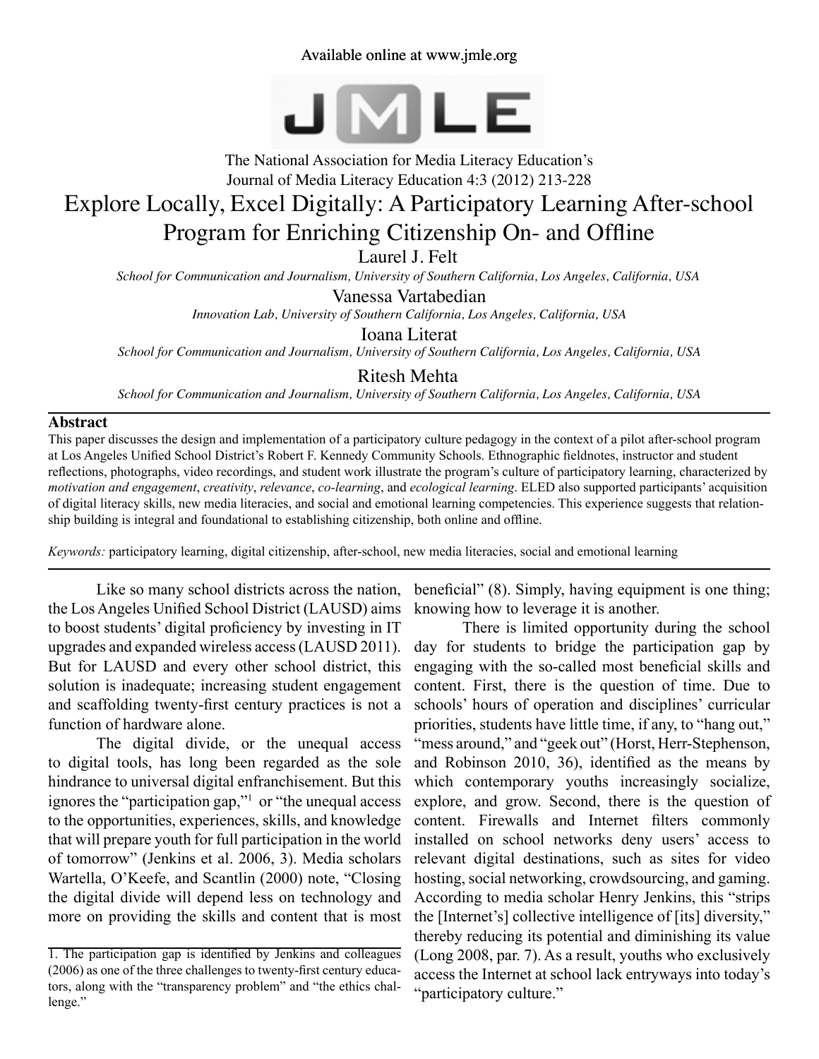Available online at www.jmle.org

The National Association for Media Literacy Education's
Journal of Media Literacy Education 4:3 (2012) 213-228

# Explore Locally, Excel Digitally: A Participatory Learning After-school Program for Enriching Citizenship On- and Offline

Laurel J. Felt

*School for Communication and Journalism, University of Southern California, Los Angeles, California, USA*

Vanessa Vartabedian

*Innovation Lab, University of Southern California, Los Angeles, California, USA*

Ioana Literat

*School for Communication and Journalism, University of Southern California, Los Angeles, California, USA*

Ritesh Mehta

*School for Communication and Journalism, University of Southern California, Los Angeles, California, USA*

## Abstract

This paper discusses the design and implementation of a participatory culture pedagogy in the context of a pilot after-school program at Los Angeles Unified School District's Robert F. Kennedy Community Schools. Ethnographic fieldnotes, instructor and student reflections, photographs, video recordings, and student work illustrate the program's culture of participatory learning, characterized by *motivation and engagement*, *creativity*, *relevance*, *co-learning*, and *ecological learning*. ELED also supported participants' acquisition of digital literacy skills, new media literacies, and social and emotional learning competencies. This experience suggests that relationship building is integral and foundational to establishing citizenship, both online and offline.

*Keywords:* participatory learning, digital citizenship, after-school, new media literacies, social and emotional learning

---

Like so many school districts across the nation, the Los Angeles Unified School District (LAUSD) aims to boost students' digital proficiency by investing in IT upgrades and expanded wireless access (LAUSD 2011). But for LAUSD and every other school district, this solution is inadequate; increasing student engagement and scaffolding twenty-first century practices is not a function of hardware alone.

The digital divide, or the unequal access to digital tools, has long been regarded as the sole hindrance to universal digital enfranchisement. But this ignores the "participation gap,"[1] or "the unequal access to the opportunities, experiences, skills, and knowledge that will prepare youth for full participation in the world of tomorrow" (Jenkins et al. 2006, 3). Media scholars Wartella, O'Keefe, and Scantlin (2000) note, "Closing the digital divide will depend less on technology and more on providing the skills and content that is most beneficial" (8). Simply, having equipment is one thing; knowing how to leverage it is another.

There is limited opportunity during the school day for students to bridge the participation gap by engaging with the so-called most beneficial skills and content. First, there is the question of time. Due to schools' hours of operation and disciplines' curricular priorities, students have little time, if any, to "hang out," "mess around," and "geek out" (Horst, Herr-Stephenson, and Robinson 2010, 36), identified as the means by which contemporary youths increasingly socialize, explore, and grow. Second, there is the question of content. Firewalls and Internet filters commonly installed on school networks deny users' access to relevant digital destinations, such as sites for video hosting, social networking, crowdsourcing, and gaming. According to media scholar Henry Jenkins, this "strips the [Internet's] collective intelligence of [its] diversity," thereby reducing its potential and diminishing its value (Long 2008, par. 7). As a result, youths who exclusively access the Internet at school lack entryways into today's "participatory culture."

---

1. The participation gap is identified by Jenkins and colleagues (2006) as one of the three challenges to twenty-first century educators, along with the "transparency problem" and "the ethics challenge."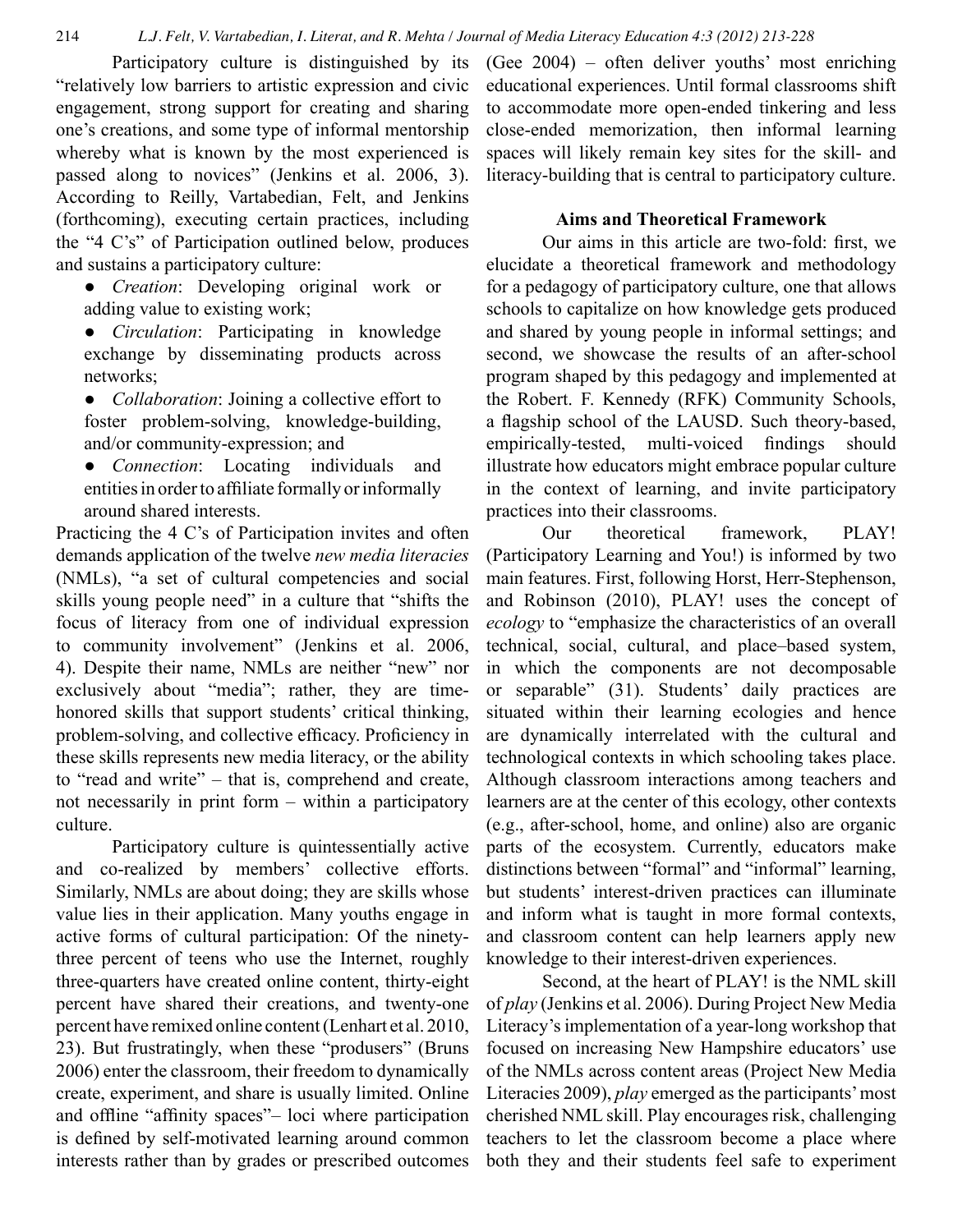Participatory culture is distinguished by its "relatively low barriers to artistic expression and civic engagement, strong support for creating and sharing one's creations, and some type of informal mentorship whereby what is known by the most experienced is passed along to novices" (Jenkins et al. 2006, 3). According to Reilly, Vartabedian, Felt, and Jenkins (forthcoming), executing certain practices, including the "4 C's" of Participation outlined below, produces and sustains a participatory culture:

- *Creation*: Developing original work or adding value to existing work;
- *Circulation*: Participating in knowledge exchange by disseminating products across networks;
- *Collaboration*: Joining a collective effort to foster problem-solving, knowledge-building, and/or community-expression; and
- *Connection*: Locating individuals and entities in order to affiliate formally or informally around shared interests.

Practicing the 4 C's of Participation invites and often demands application of the twelve *new media literacies* (NMLs), "a set of cultural competencies and social skills young people need" in a culture that "shifts the focus of literacy from one of individual expression to community involvement" (Jenkins et al. 2006, 4). Despite their name, NMLs are neither "new" nor exclusively about "media"; rather, they are time-honored skills that support students' critical thinking, problem-solving, and collective efficacy. Proficiency in these skills represents new media literacy, or the ability to "read and write" – that is, comprehend and create, not necessarily in print form – within a participatory culture.

Participatory culture is quintessentially active and co-realized by members' collective efforts. Similarly, NMLs are about doing; they are skills whose value lies in their application. Many youths engage in active forms of cultural participation: Of the ninety-three percent of teens who use the Internet, roughly three-quarters have created online content, thirty-eight percent have shared their creations, and twenty-one percent have remixed online content (Lenhart et al. 2010, 23). But frustratingly, when these "produsers" (Bruns 2006) enter the classroom, their freedom to dynamically create, experiment, and share is usually limited. Online and offline "affinity spaces"– loci where participation is defined by self-motivated learning around common interests rather than by grades or prescribed outcomes (Gee 2004) – often deliver youths' most enriching educational experiences. Until formal classrooms shift to accommodate more open-ended tinkering and less close-ended memorization, then informal learning spaces will likely remain key sites for the skill- and literacy-building that is central to participatory culture.

## Aims and Theoretical Framework

Our aims in this article are two-fold: first, we elucidate a theoretical framework and methodology for a pedagogy of participatory culture, one that allows schools to capitalize on how knowledge gets produced and shared by young people in informal settings; and second, we showcase the results of an after-school program shaped by this pedagogy and implemented at the Robert. F. Kennedy (RFK) Community Schools, a flagship school of the LAUSD. Such theory-based, empirically-tested, multi-voiced findings should illustrate how educators might embrace popular culture in the context of learning, and invite participatory practices into their classrooms.

Our theoretical framework, PLAY! (Participatory Learning and You!) is informed by two main features. First, following Horst, Herr-Stephenson, and Robinson (2010), PLAY! uses the concept of *ecology* to "emphasize the characteristics of an overall technical, social, cultural, and place–based system, in which the components are not decomposable or separable" (31). Students' daily practices are situated within their learning ecologies and hence are dynamically interrelated with the cultural and technological contexts in which schooling takes place. Although classroom interactions among teachers and learners are at the center of this ecology, other contexts (e.g., after-school, home, and online) also are organic parts of the ecosystem. Currently, educators make distinctions between "formal" and "informal" learning, but students' interest-driven practices can illuminate and inform what is taught in more formal contexts, and classroom content can help learners apply new knowledge to their interest-driven experiences.

Second, at the heart of PLAY! is the NML skill of *play* (Jenkins et al. 2006). During Project New Media Literacy's implementation of a year-long workshop that focused on increasing New Hampshire educators' use of the NMLs across content areas (Project New Media Literacies 2009), *play* emerged as the participants' most cherished NML skill. Play encourages risk, challenging teachers to let the classroom become a place where both they and their students feel safe to experiment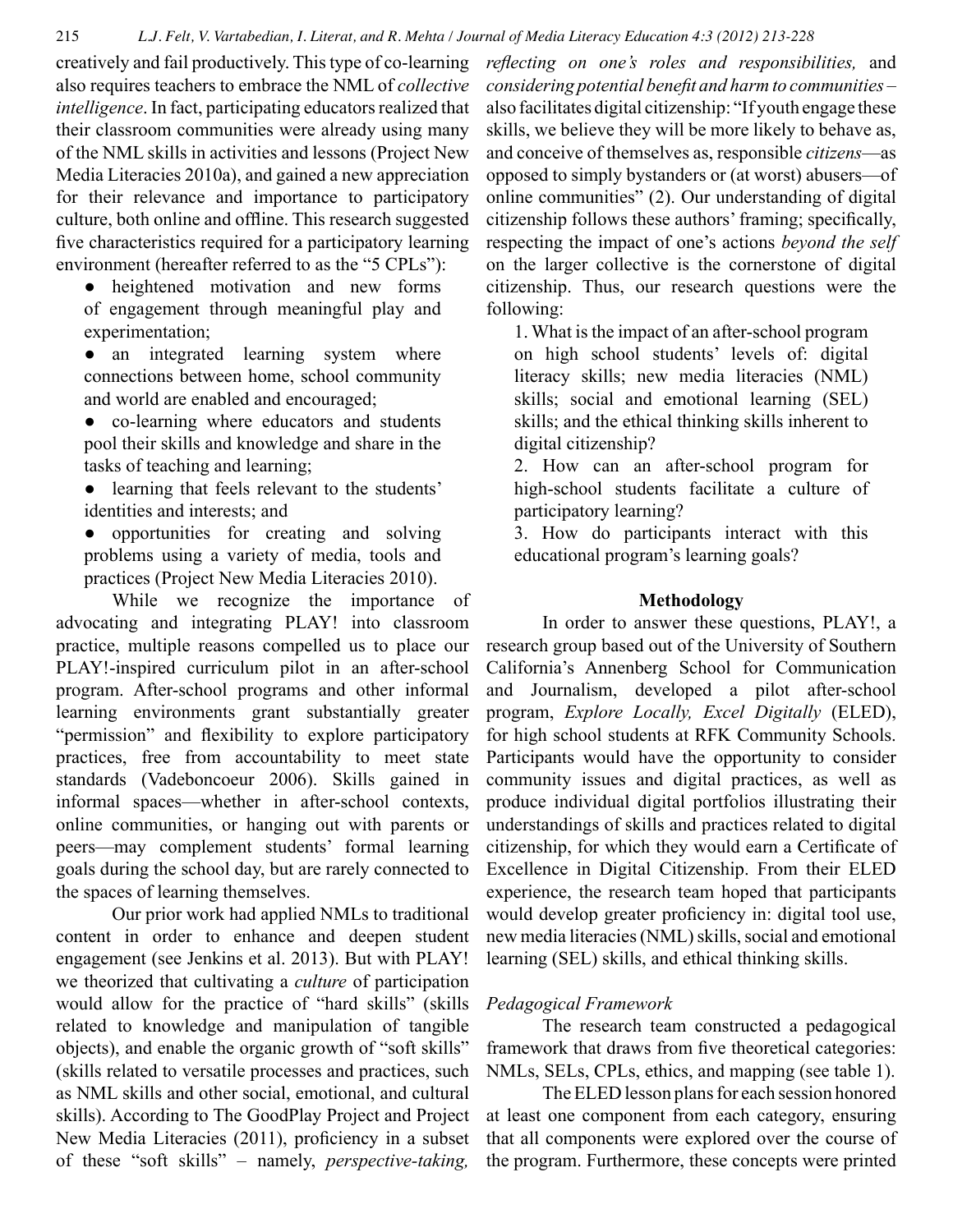creatively and fail productively. This type of co-learning also requires teachers to embrace the NML of *collective intelligence*. In fact, participating educators realized that their classroom communities were already using many of the NML skills in activities and lessons (Project New Media Literacies 2010a), and gained a new appreciation for their relevance and importance to participatory culture, both online and offline. This research suggested five characteristics required for a participatory learning environment (hereafter referred to as the "5 CPLs"):

- heightened motivation and new forms of engagement through meaningful play and experimentation;
- an integrated learning system where connections between home, school community and world are enabled and encouraged;
- co-learning where educators and students pool their skills and knowledge and share in the tasks of teaching and learning;
- learning that feels relevant to the students' identities and interests; and
- opportunities for creating and solving problems using a variety of media, tools and practices (Project New Media Literacies 2010).

While we recognize the importance of advocating and integrating PLAY! into classroom practice, multiple reasons compelled us to place our PLAY!-inspired curriculum pilot in an after-school program. After-school programs and other informal learning environments grant substantially greater "permission" and flexibility to explore participatory practices, free from accountability to meet state standards (Vadeboncoeur 2006). Skills gained in informal spaces—whether in after-school contexts, online communities, or hanging out with parents or peers—may complement students' formal learning goals during the school day, but are rarely connected to the spaces of learning themselves.

Our prior work had applied NMLs to traditional content in order to enhance and deepen student engagement (see Jenkins et al. 2013). But with PLAY! we theorized that cultivating a *culture* of participation would allow for the practice of "hard skills" (skills related to knowledge and manipulation of tangible objects), and enable the organic growth of "soft skills" (skills related to versatile processes and practices, such as NML skills and other social, emotional, and cultural skills). According to The GoodPlay Project and Project New Media Literacies (2011), proficiency in a subset of these "soft skills" – namely, *perspective-taking, reflecting on one's roles and responsibilities,* and *considering potential benefit and harm to communities* – also facilitates digital citizenship: "If youth engage these skills, we believe they will be more likely to behave as, and conceive of themselves as, responsible *citizens*—as opposed to simply bystanders or (at worst) abusers—of online communities" (2). Our understanding of digital citizenship follows these authors' framing; specifically, respecting the impact of one's actions *beyond the self* on the larger collective is the cornerstone of digital citizenship. Thus, our research questions were the following:

1. What is the impact of an after-school program on high school students' levels of: digital literacy skills; new media literacies (NML) skills; social and emotional learning (SEL) skills; and the ethical thinking skills inherent to digital citizenship?
2. How can an after-school program for high-school students facilitate a culture of participatory learning?
3. How do participants interact with this educational program's learning goals?

## Methodology

In order to answer these questions, PLAY!, a research group based out of the University of Southern California's Annenberg School for Communication and Journalism, developed a pilot after-school program, *Explore Locally, Excel Digitally* (ELED), for high school students at RFK Community Schools. Participants would have the opportunity to consider community issues and digital practices, as well as produce individual digital portfolios illustrating their understandings of skills and practices related to digital citizenship, for which they would earn a Certificate of Excellence in Digital Citizenship. From their ELED experience, the research team hoped that participants would develop greater proficiency in: digital tool use, new media literacies (NML) skills, social and emotional learning (SEL) skills, and ethical thinking skills.

### *Pedagogical Framework*

The research team constructed a pedagogical framework that draws from five theoretical categories: NMLs, SELs, CPLs, ethics, and mapping (see table 1).

The ELED lesson plans for each session honored at least one component from each category, ensuring that all components were explored over the course of the program. Furthermore, these concepts were printed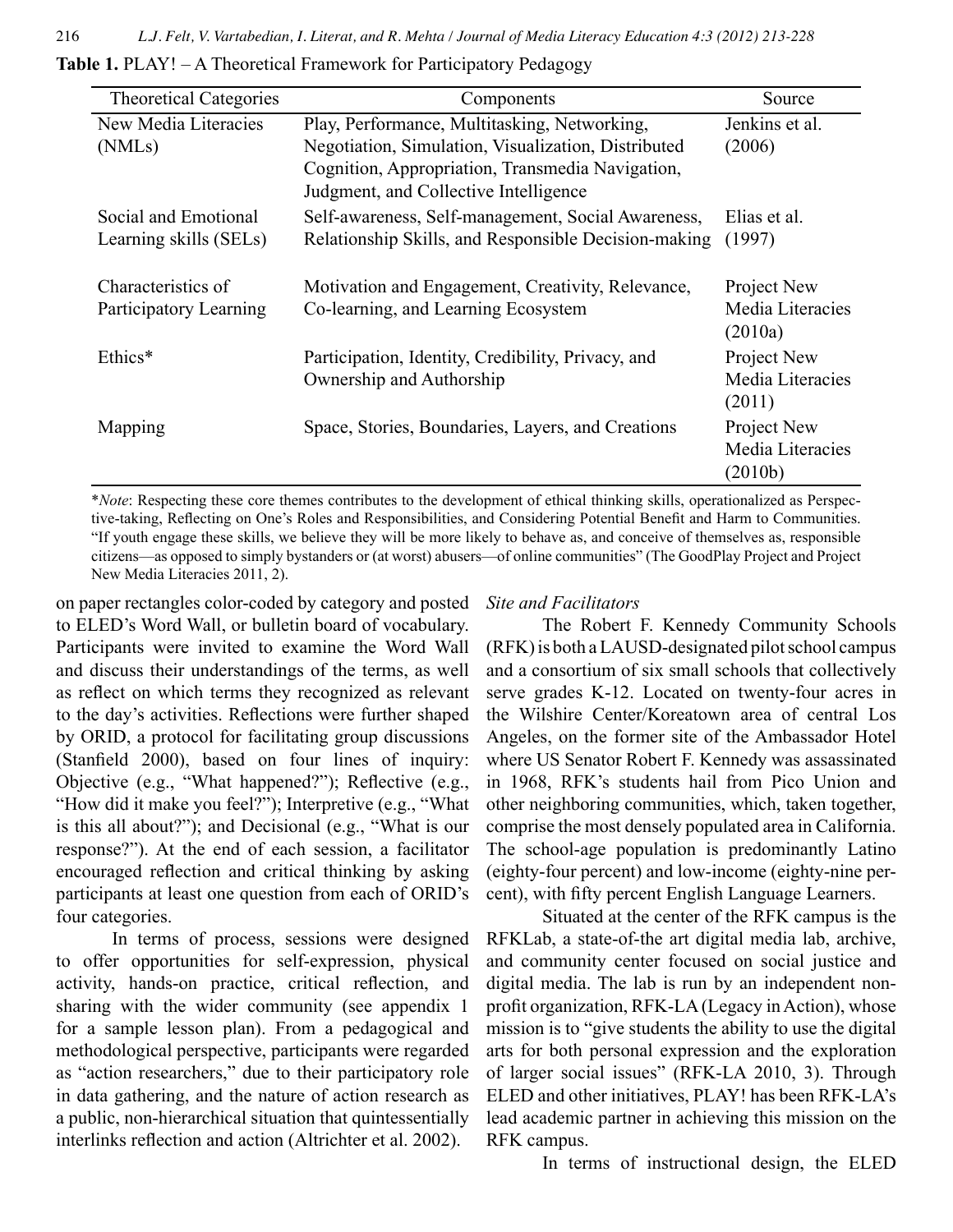**Table 1.** PLAY! – A Theoretical Framework for Participatory Pedagogy

| Theoretical Categories | Components | Source |
|---|---|---|
| New Media Literacies (NMLs) | Play, Performance, Multitasking, Networking, Negotiation, Simulation, Visualization, Distributed Cognition, Appropriation, Transmedia Navigation, Judgment, and Collective Intelligence | Jenkins et al. (2006) |
| Social and Emotional Learning skills (SELs) | Self-awareness, Self-management, Social Awareness, Relationship Skills, and Responsible Decision-making | Elias et al. (1997) |
| Characteristics of Participatory Learning | Motivation and Engagement, Creativity, Relevance, Co-learning, and Learning Ecosystem | Project New Media Literacies (2010a) |
| Ethics* | Participation, Identity, Credibility, Privacy, and Ownership and Authorship | Project New Media Literacies (2011) |
| Mapping | Space, Stories, Boundaries, Layers, and Creations | Project New Media Literacies (2010b) |

\**Note*: Respecting these core themes contributes to the development of ethical thinking skills, operationalized as Perspective-taking, Reflecting on One's Roles and Responsibilities, and Considering Potential Benefit and Harm to Communities. "If youth engage these skills, we believe they will be more likely to behave as, and conceive of themselves as, responsible citizens—as opposed to simply bystanders or (at worst) abusers—of online communities" (The GoodPlay Project and Project New Media Literacies 2011, 2).

on paper rectangles color-coded by category and posted to ELED's Word Wall, or bulletin board of vocabulary. Participants were invited to examine the Word Wall and discuss their understandings of the terms, as well as reflect on which terms they recognized as relevant to the day's activities. Reflections were further shaped by ORID, a protocol for facilitating group discussions (Stanfield 2000), based on four lines of inquiry: Objective (e.g., "What happened?"); Reflective (e.g., "How did it make you feel?"); Interpretive (e.g., "What is this all about?"); and Decisional (e.g., "What is our response?"). At the end of each session, a facilitator encouraged reflection and critical thinking by asking participants at least one question from each of ORID's four categories.

In terms of process, sessions were designed to offer opportunities for self-expression, physical activity, hands-on practice, critical reflection, and sharing with the wider community (see appendix 1 for a sample lesson plan). From a pedagogical and methodological perspective, participants were regarded as "action researchers," due to their participatory role in data gathering, and the nature of action research as a public, non-hierarchical situation that quintessentially interlinks reflection and action (Altrichter et al. 2002).

*Site and Facilitators*

The Robert F. Kennedy Community Schools (RFK) is both a LAUSD-designated pilot school campus and a consortium of six small schools that collectively serve grades K-12. Located on twenty-four acres in the Wilshire Center/Koreatown area of central Los Angeles, on the former site of the Ambassador Hotel where US Senator Robert F. Kennedy was assassinated in 1968, RFK's students hail from Pico Union and other neighboring communities, which, taken together, comprise the most densely populated area in California. The school-age population is predominantly Latino (eighty-four percent) and low-income (eighty-nine percent), with fifty percent English Language Learners.

Situated at the center of the RFK campus is the RFKLab, a state-of-the art digital media lab, archive, and community center focused on social justice and digital media. The lab is run by an independent non-profit organization, RFK-LA (Legacy in Action), whose mission is to "give students the ability to use the digital arts for both personal expression and the exploration of larger social issues" (RFK-LA 2010, 3). Through ELED and other initiatives, PLAY! has been RFK-LA's lead academic partner in achieving this mission on the RFK campus.

In terms of instructional design, the ELED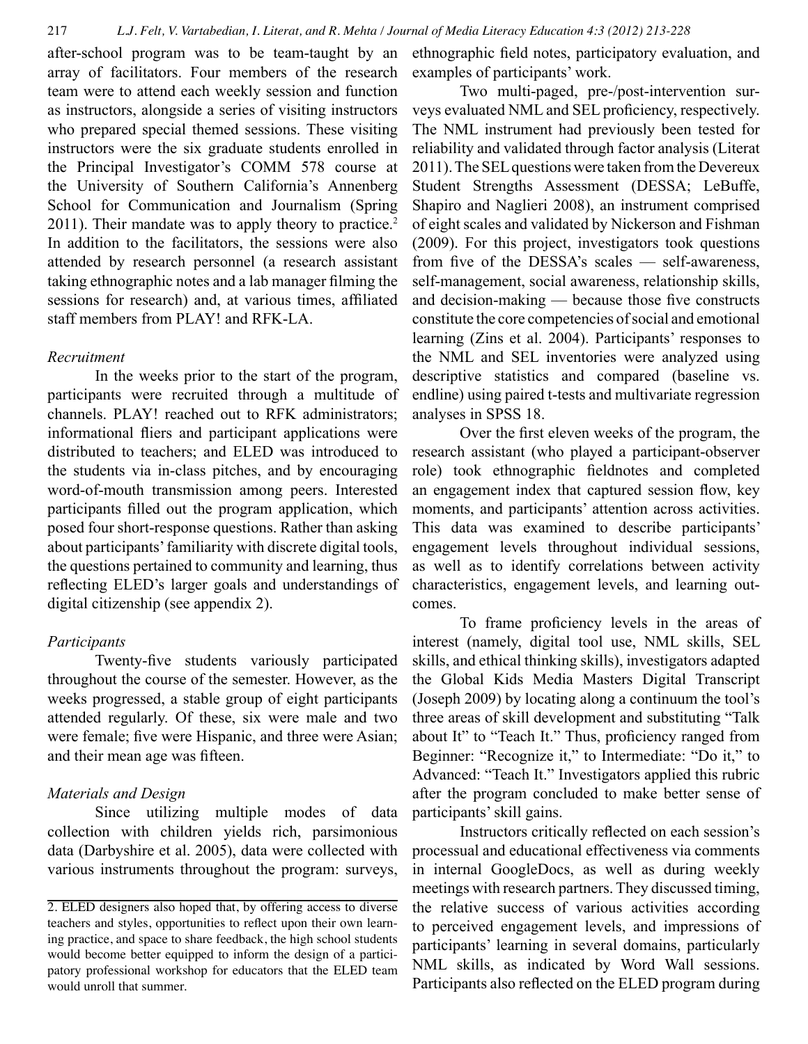after-school program was to be team-taught by an array of facilitators. Four members of the research team were to attend each weekly session and function as instructors, alongside a series of visiting instructors who prepared special themed sessions. These visiting instructors were the six graduate students enrolled in the Principal Investigator's COMM 578 course at the University of Southern California's Annenberg School for Communication and Journalism (Spring 2011). Their mandate was to apply theory to practice.[2] In addition to the facilitators, the sessions were also attended by research personnel (a research assistant taking ethnographic notes and a lab manager filming the sessions for research) and, at various times, affiliated staff members from PLAY! and RFK-LA.

*Recruitment*

In the weeks prior to the start of the program, participants were recruited through a multitude of channels. PLAY! reached out to RFK administrators; informational fliers and participant applications were distributed to teachers; and ELED was introduced to the students via in-class pitches, and by encouraging word-of-mouth transmission among peers. Interested participants filled out the program application, which posed four short-response questions. Rather than asking about participants' familiarity with discrete digital tools, the questions pertained to community and learning, thus reflecting ELED's larger goals and understandings of digital citizenship (see appendix 2).

*Participants*

Twenty-five students variously participated throughout the course of the semester. However, as the weeks progressed, a stable group of eight participants attended regularly. Of these, six were male and two were female; five were Hispanic, and three were Asian; and their mean age was fifteen.

*Materials and Design*

Since utilizing multiple modes of data collection with children yields rich, parsimonious data (Darbyshire et al. 2005), data were collected with various instruments throughout the program: surveys, ethnographic field notes, participatory evaluation, and examples of participants' work.

Two multi-paged, pre-/post-intervention surveys evaluated NML and SEL proficiency, respectively. The NML instrument had previously been tested for reliability and validated through factor analysis (Literat 2011). The SEL questions were taken from the Devereux Student Strengths Assessment (DESSA; LeBuffe, Shapiro and Naglieri 2008), an instrument comprised of eight scales and validated by Nickerson and Fishman (2009). For this project, investigators took questions from five of the DESSA's scales — self-awareness, self-management, social awareness, relationship skills, and decision-making — because those five constructs constitute the core competencies of social and emotional learning (Zins et al. 2004). Participants' responses to the NML and SEL inventories were analyzed using descriptive statistics and compared (baseline vs. endline) using paired t-tests and multivariate regression analyses in SPSS 18.

Over the first eleven weeks of the program, the research assistant (who played a participant-observer role) took ethnographic fieldnotes and completed an engagement index that captured session flow, key moments, and participants' attention across activities. This data was examined to describe participants' engagement levels throughout individual sessions, as well as to identify correlations between activity characteristics, engagement levels, and learning outcomes.

To frame proficiency levels in the areas of interest (namely, digital tool use, NML skills, SEL skills, and ethical thinking skills), investigators adapted the Global Kids Media Masters Digital Transcript (Joseph 2009) by locating along a continuum the tool's three areas of skill development and substituting "Talk about It" to "Teach It." Thus, proficiency ranged from Beginner: "Recognize it," to Intermediate: "Do it," to Advanced: "Teach It." Investigators applied this rubric after the program concluded to make better sense of participants' skill gains.

Instructors critically reflected on each session's processual and educational effectiveness via comments in internal GoogleDocs, as well as during weekly meetings with research partners. They discussed timing, the relative success of various activities according to perceived engagement levels, and impressions of participants' learning in several domains, particularly NML skills, as indicated by Word Wall sessions. Participants also reflected on the ELED program during

2. ELED designers also hoped that, by offering access to diverse teachers and styles, opportunities to reflect upon their own learning practice, and space to share feedback, the high school students would become better equipped to inform the design of a participatory professional workshop for educators that the ELED team would unroll that summer.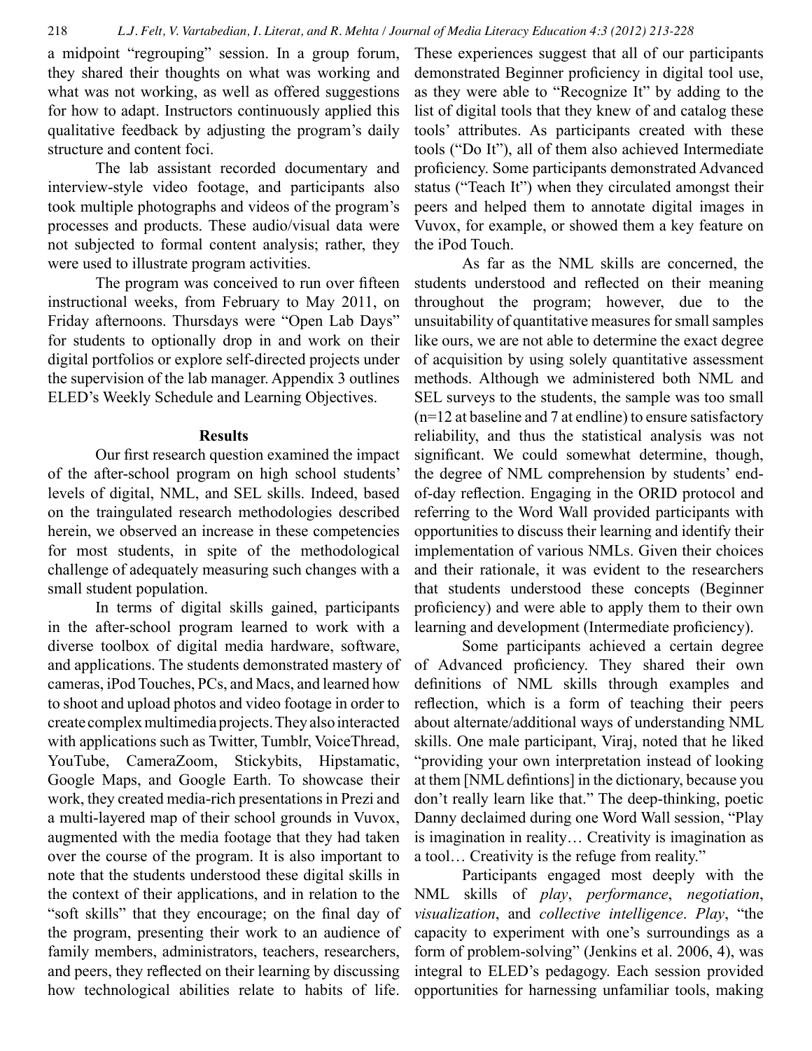a midpoint "regrouping" session. In a group forum, they shared their thoughts on what was working and what was not working, as well as offered suggestions for how to adapt. Instructors continuously applied this qualitative feedback by adjusting the program's daily structure and content foci.

The lab assistant recorded documentary and interview-style video footage, and participants also took multiple photographs and videos of the program's processes and products. These audio/visual data were not subjected to formal content analysis; rather, they were used to illustrate program activities.

The program was conceived to run over fifteen instructional weeks, from February to May 2011, on Friday afternoons. Thursdays were "Open Lab Days" for students to optionally drop in and work on their digital portfolios or explore self-directed projects under the supervision of the lab manager. Appendix 3 outlines ELED's Weekly Schedule and Learning Objectives.

## Results

Our first research question examined the impact of the after-school program on high school students' levels of digital, NML, and SEL skills. Indeed, based on the traingulated research methodologies described herein, we observed an increase in these competencies for most students, in spite of the methodological challenge of adequately measuring such changes with a small student population.

In terms of digital skills gained, participants in the after-school program learned to work with a diverse toolbox of digital media hardware, software, and applications. The students demonstrated mastery of cameras, iPod Touches, PCs, and Macs, and learned how to shoot and upload photos and video footage in order to create complex multimedia projects. They also interacted with applications such as Twitter, Tumblr, VoiceThread, YouTube, CameraZoom, Stickybits, Hipstamatic, Google Maps, and Google Earth. To showcase their work, they created media-rich presentations in Prezi and a multi-layered map of their school grounds in Vuvox, augmented with the media footage that they had taken over the course of the program. It is also important to note that the students understood these digital skills in the context of their applications, and in relation to the "soft skills" that they encourage; on the final day of the program, presenting their work to an audience of family members, administrators, teachers, researchers, and peers, they reflected on their learning by discussing how technological abilities relate to habits of life. These experiences suggest that all of our participants demonstrated Beginner proficiency in digital tool use, as they were able to "Recognize It" by adding to the list of digital tools that they knew of and catalog these tools' attributes. As participants created with these tools ("Do It"), all of them also achieved Intermediate proficiency. Some participants demonstrated Advanced status ("Teach It") when they circulated amongst their peers and helped them to annotate digital images in Vuvox, for example, or showed them a key feature on the iPod Touch.

As far as the NML skills are concerned, the students understood and reflected on their meaning throughout the program; however, due to the unsuitability of quantitative measures for small samples like ours, we are not able to determine the exact degree of acquisition by using solely quantitative assessment methods. Although we administered both NML and SEL surveys to the students, the sample was too small (n=12 at baseline and 7 at endline) to ensure satisfactory reliability, and thus the statistical analysis was not significant. We could somewhat determine, though, the degree of NML comprehension by students' end-of-day reflection. Engaging in the ORID protocol and referring to the Word Wall provided participants with opportunities to discuss their learning and identify their implementation of various NMLs. Given their choices and their rationale, it was evident to the researchers that students understood these concepts (Beginner proficiency) and were able to apply them to their own learning and development (Intermediate proficiency).

Some participants achieved a certain degree of Advanced proficiency. They shared their own definitions of NML skills through examples and reflection, which is a form of teaching their peers about alternate/additional ways of understanding NML skills. One male participant, Viraj, noted that he liked "providing your own interpretation instead of looking at them [NML defintions] in the dictionary, because you don't really learn like that." The deep-thinking, poetic Danny declaimed during one Word Wall session, "Play is imagination in reality… Creativity is imagination as a tool… Creativity is the refuge from reality."

Participants engaged most deeply with the NML skills of *play*, *performance*, *negotiation*, *visualization*, and *collective intelligence*. *Play*, "the capacity to experiment with one's surroundings as a form of problem-solving" (Jenkins et al. 2006, 4), was integral to ELED's pedagogy. Each session provided opportunities for harnessing unfamiliar tools, making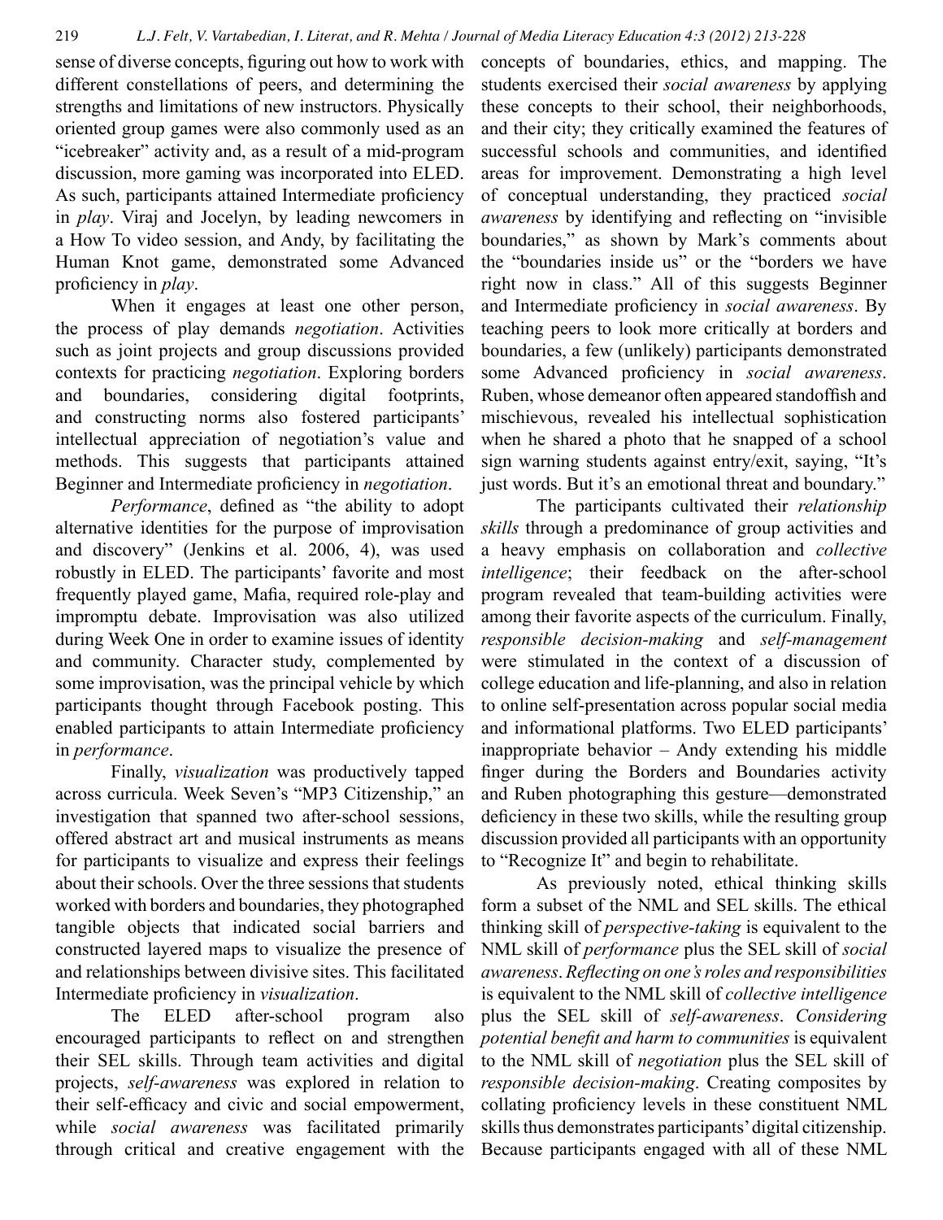sense of diverse concepts, figuring out how to work with different constellations of peers, and determining the strengths and limitations of new instructors. Physically oriented group games were also commonly used as an "icebreaker" activity and, as a result of a mid-program discussion, more gaming was incorporated into ELED. As such, participants attained Intermediate proficiency in *play*. Viraj and Jocelyn, by leading newcomers in a How To video session, and Andy, by facilitating the Human Knot game, demonstrated some Advanced proficiency in *play*.

When it engages at least one other person, the process of play demands *negotiation*. Activities such as joint projects and group discussions provided contexts for practicing *negotiation*. Exploring borders and boundaries, considering digital footprints, and constructing norms also fostered participants' intellectual appreciation of negotiation's value and methods. This suggests that participants attained Beginner and Intermediate proficiency in *negotiation*.

*Performance*, defined as "the ability to adopt alternative identities for the purpose of improvisation and discovery" (Jenkins et al. 2006, 4), was used robustly in ELED. The participants' favorite and most frequently played game, Mafia, required role-play and impromptu debate. Improvisation was also utilized during Week One in order to examine issues of identity and community. Character study, complemented by some improvisation, was the principal vehicle by which participants thought through Facebook posting. This enabled participants to attain Intermediate proficiency in *performance*.

Finally, *visualization* was productively tapped across curricula. Week Seven's "MP3 Citizenship," an investigation that spanned two after-school sessions, offered abstract art and musical instruments as means for participants to visualize and express their feelings about their schools. Over the three sessions that students worked with borders and boundaries, they photographed tangible objects that indicated social barriers and constructed layered maps to visualize the presence of and relationships between divisive sites. This facilitated Intermediate proficiency in *visualization*.

The ELED after-school program also encouraged participants to reflect on and strengthen their SEL skills. Through team activities and digital projects, *self-awareness* was explored in relation to their self-efficacy and civic and social empowerment, while *social awareness* was facilitated primarily through critical and creative engagement with the concepts of boundaries, ethics, and mapping. The students exercised their *social awareness* by applying these concepts to their school, their neighborhoods, and their city; they critically examined the features of successful schools and communities, and identified areas for improvement. Demonstrating a high level of conceptual understanding, they practiced *social awareness* by identifying and reflecting on "invisible boundaries," as shown by Mark's comments about the "boundaries inside us" or the "borders we have right now in class." All of this suggests Beginner and Intermediate proficiency in *social awareness*. By teaching peers to look more critically at borders and boundaries, a few (unlikely) participants demonstrated some Advanced proficiency in *social awareness*. Ruben, whose demeanor often appeared standoffish and mischievous, revealed his intellectual sophistication when he shared a photo that he snapped of a school sign warning students against entry/exit, saying, "It's just words. But it's an emotional threat and boundary."

The participants cultivated their *relationship skills* through a predominance of group activities and a heavy emphasis on collaboration and *collective intelligence*; their feedback on the after-school program revealed that team-building activities were among their favorite aspects of the curriculum. Finally, *responsible decision-making* and *self-management* were stimulated in the context of a discussion of college education and life-planning, and also in relation to online self-presentation across popular social media and informational platforms. Two ELED participants' inappropriate behavior – Andy extending his middle finger during the Borders and Boundaries activity and Ruben photographing this gesture—demonstrated deficiency in these two skills, while the resulting group discussion provided all participants with an opportunity to "Recognize It" and begin to rehabilitate.

As previously noted, ethical thinking skills form a subset of the NML and SEL skills. The ethical thinking skill of *perspective-taking* is equivalent to the NML skill of *performance* plus the SEL skill of *social awareness*. *Reflecting on one's roles and responsibilities* is equivalent to the NML skill of *collective intelligence* plus the SEL skill of *self-awareness*. *Considering potential benefit and harm to communities* is equivalent to the NML skill of *negotiation* plus the SEL skill of *responsible decision-making*. Creating composites by collating proficiency levels in these constituent NML skills thus demonstrates participants' digital citizenship. Because participants engaged with all of these NML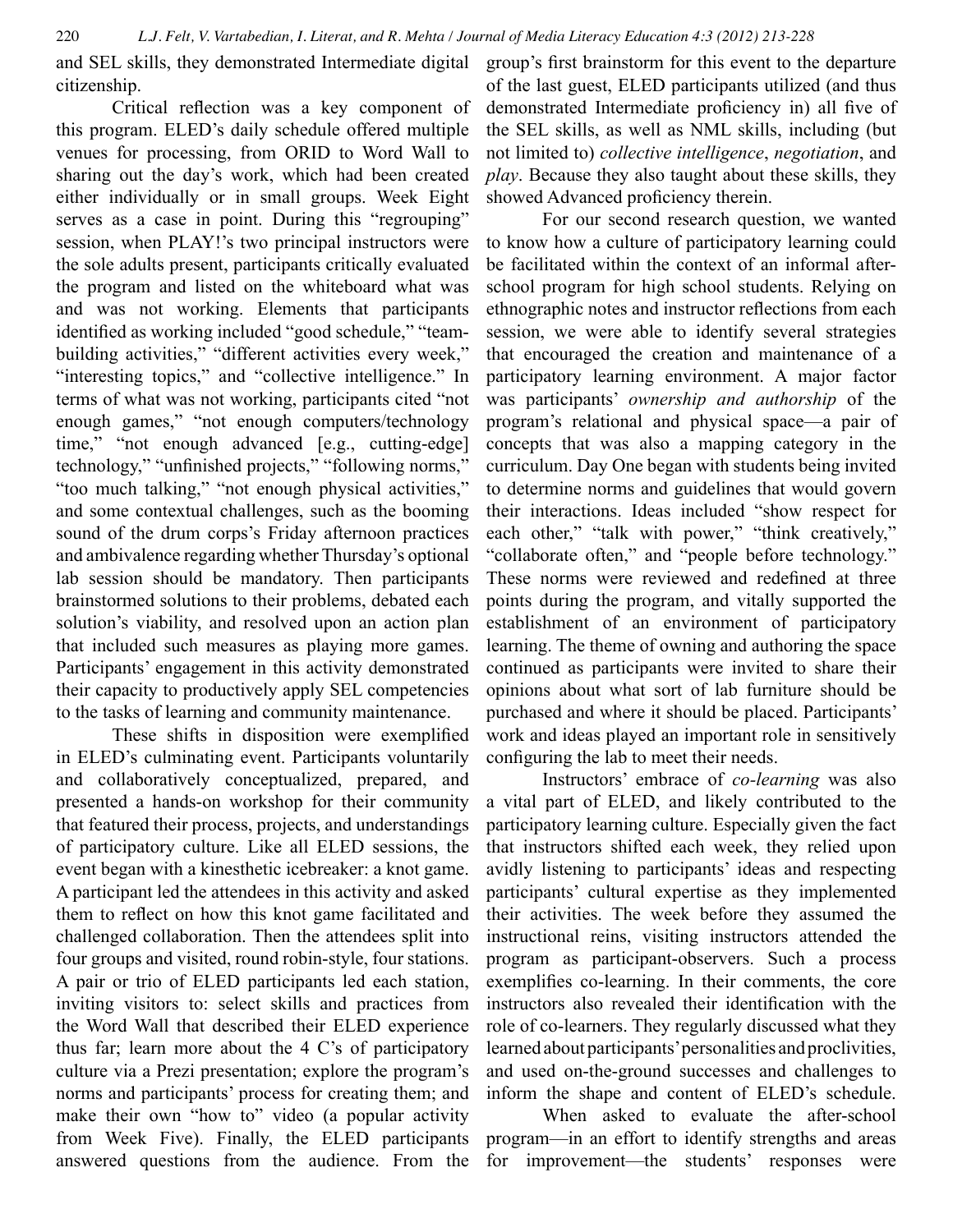and SEL skills, they demonstrated Intermediate digital citizenship.

Critical reflection was a key component of this program. ELED's daily schedule offered multiple venues for processing, from ORID to Word Wall to sharing out the day's work, which had been created either individually or in small groups. Week Eight serves as a case in point. During this "regrouping" session, when PLAY!'s two principal instructors were the sole adults present, participants critically evaluated the program and listed on the whiteboard what was and was not working. Elements that participants identified as working included "good schedule," "team-building activities," "different activities every week," "interesting topics," and "collective intelligence." In terms of what was not working, participants cited "not enough games," "not enough computers/technology time," "not enough advanced [e.g., cutting-edge] technology," "unfinished projects," "following norms," "too much talking," "not enough physical activities," and some contextual challenges, such as the booming sound of the drum corps's Friday afternoon practices and ambivalence regarding whether Thursday's optional lab session should be mandatory. Then participants brainstormed solutions to their problems, debated each solution's viability, and resolved upon an action plan that included such measures as playing more games. Participants' engagement in this activity demonstrated their capacity to productively apply SEL competencies to the tasks of learning and community maintenance.

These shifts in disposition were exemplified in ELED's culminating event. Participants voluntarily and collaboratively conceptualized, prepared, and presented a hands-on workshop for their community that featured their process, projects, and understandings of participatory culture. Like all ELED sessions, the event began with a kinesthetic icebreaker: a knot game. A participant led the attendees in this activity and asked them to reflect on how this knot game facilitated and challenged collaboration. Then the attendees split into four groups and visited, round robin-style, four stations. A pair or trio of ELED participants led each station, inviting visitors to: select skills and practices from the Word Wall that described their ELED experience thus far; learn more about the 4 C's of participatory culture via a Prezi presentation; explore the program's norms and participants' process for creating them; and make their own "how to" video (a popular activity from Week Five). Finally, the ELED participants answered questions from the audience. From the group's first brainstorm for this event to the departure of the last guest, ELED participants utilized (and thus demonstrated Intermediate proficiency in) all five of the SEL skills, as well as NML skills, including (but not limited to) *collective intelligence*, *negotiation*, and *play*. Because they also taught about these skills, they showed Advanced proficiency therein.

For our second research question, we wanted to know how a culture of participatory learning could be facilitated within the context of an informal after-school program for high school students. Relying on ethnographic notes and instructor reflections from each session, we were able to identify several strategies that encouraged the creation and maintenance of a participatory learning environment. A major factor was participants' *ownership and authorship* of the program's relational and physical space—a pair of concepts that was also a mapping category in the curriculum. Day One began with students being invited to determine norms and guidelines that would govern their interactions. Ideas included "show respect for each other," "talk with power," "think creatively," "collaborate often," and "people before technology." These norms were reviewed and redefined at three points during the program, and vitally supported the establishment of an environment of participatory learning. The theme of owning and authoring the space continued as participants were invited to share their opinions about what sort of lab furniture should be purchased and where it should be placed. Participants' work and ideas played an important role in sensitively configuring the lab to meet their needs.

Instructors' embrace of *co-learning* was also a vital part of ELED, and likely contributed to the participatory learning culture. Especially given the fact that instructors shifted each week, they relied upon avidly listening to participants' ideas and respecting participants' cultural expertise as they implemented their activities. The week before they assumed the instructional reins, visiting instructors attended the program as participant-observers. Such a process exemplifies co-learning. In their comments, the core instructors also revealed their identification with the role of co-learners. They regularly discussed what they learned about participants' personalities and proclivities, and used on-the-ground successes and challenges to inform the shape and content of ELED's schedule.

When asked to evaluate the after-school program—in an effort to identify strengths and areas for improvement—the students' responses were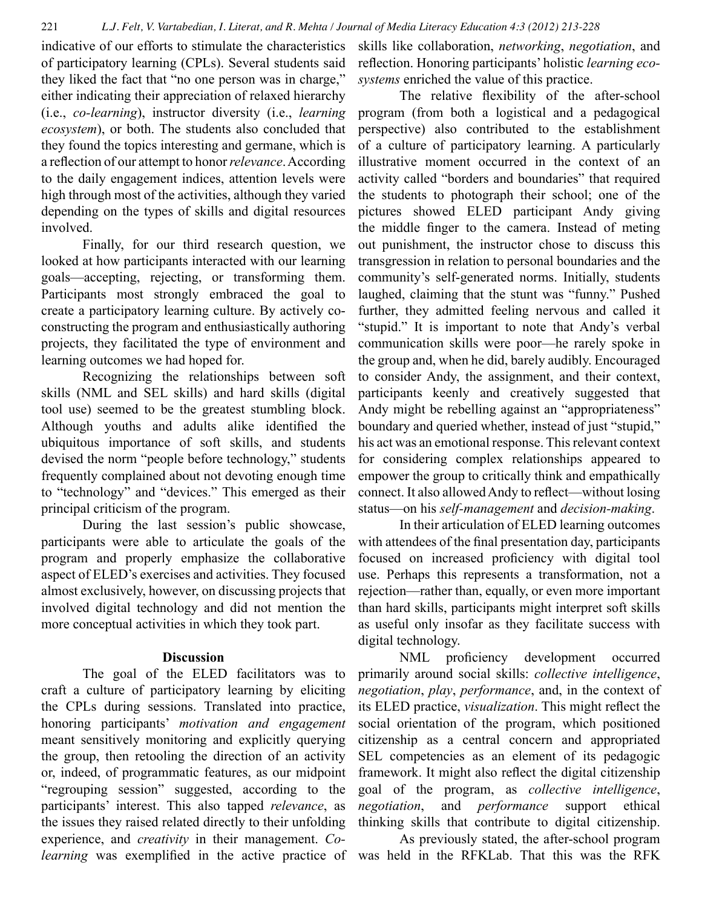indicative of our efforts to stimulate the characteristics of participatory learning (CPLs). Several students said they liked the fact that "no one person was in charge," either indicating their appreciation of relaxed hierarchy (i.e., *co-learning*), instructor diversity (i.e., *learning ecosystem*), or both. The students also concluded that they found the topics interesting and germane, which is a reflection of our attempt to honor *relevance*. According to the daily engagement indices, attention levels were high through most of the activities, although they varied depending on the types of skills and digital resources involved.

Finally, for our third research question, we looked at how participants interacted with our learning goals—accepting, rejecting, or transforming them. Participants most strongly embraced the goal to create a participatory learning culture. By actively co-constructing the program and enthusiastically authoring projects, they facilitated the type of environment and learning outcomes we had hoped for.

Recognizing the relationships between soft skills (NML and SEL skills) and hard skills (digital tool use) seemed to be the greatest stumbling block. Although youths and adults alike identified the ubiquitous importance of soft skills, and students devised the norm "people before technology," students frequently complained about not devoting enough time to "technology" and "devices." This emerged as their principal criticism of the program.

During the last session's public showcase, participants were able to articulate the goals of the program and properly emphasize the collaborative aspect of ELED's exercises and activities. They focused almost exclusively, however, on discussing projects that involved digital technology and did not mention the more conceptual activities in which they took part.

## Discussion

The goal of the ELED facilitators was to craft a culture of participatory learning by eliciting the CPLs during sessions. Translated into practice, honoring participants' *motivation and engagement* meant sensitively monitoring and explicitly querying the group, then retooling the direction of an activity or, indeed, of programmatic features, as our midpoint "regrouping session" suggested, according to the participants' interest. This also tapped *relevance*, as the issues they raised related directly to their unfolding experience, and *creativity* in their management. *Co-learning* was exemplified in the active practice of skills like collaboration, *networking*, *negotiation*, and reflection. Honoring participants' holistic *learning ecosystems* enriched the value of this practice.

The relative flexibility of the after-school program (from both a logistical and a pedagogical perspective) also contributed to the establishment of a culture of participatory learning. A particularly illustrative moment occurred in the context of an activity called "borders and boundaries" that required the students to photograph their school; one of the pictures showed ELED participant Andy giving the middle finger to the camera. Instead of meting out punishment, the instructor chose to discuss this transgression in relation to personal boundaries and the community's self-generated norms. Initially, students laughed, claiming that the stunt was "funny." Pushed further, they admitted feeling nervous and called it "stupid." It is important to note that Andy's verbal communication skills were poor—he rarely spoke in the group and, when he did, barely audibly. Encouraged to consider Andy, the assignment, and their context, participants keenly and creatively suggested that Andy might be rebelling against an "appropriateness" boundary and queried whether, instead of just "stupid," his act was an emotional response. This relevant context for considering complex relationships appeared to empower the group to critically think and empathically connect. It also allowed Andy to reflect—without losing status—on his *self-management* and *decision-making*.

In their articulation of ELED learning outcomes with attendees of the final presentation day, participants focused on increased proficiency with digital tool use. Perhaps this represents a transformation, not a rejection—rather than, equally, or even more important than hard skills, participants might interpret soft skills as useful only insofar as they facilitate success with digital technology.

NML proficiency development occurred primarily around social skills: *collective intelligence*, *negotiation*, *play*, *performance*, and, in the context of its ELED practice, *visualization*. This might reflect the social orientation of the program, which positioned citizenship as a central concern and appropriated SEL competencies as an element of its pedagogic framework. It might also reflect the digital citizenship goal of the program, as *collective intelligence*, *negotiation*, and *performance* support ethical thinking skills that contribute to digital citizenship.

As previously stated, the after-school program was held in the RFKLab. That this was the RFK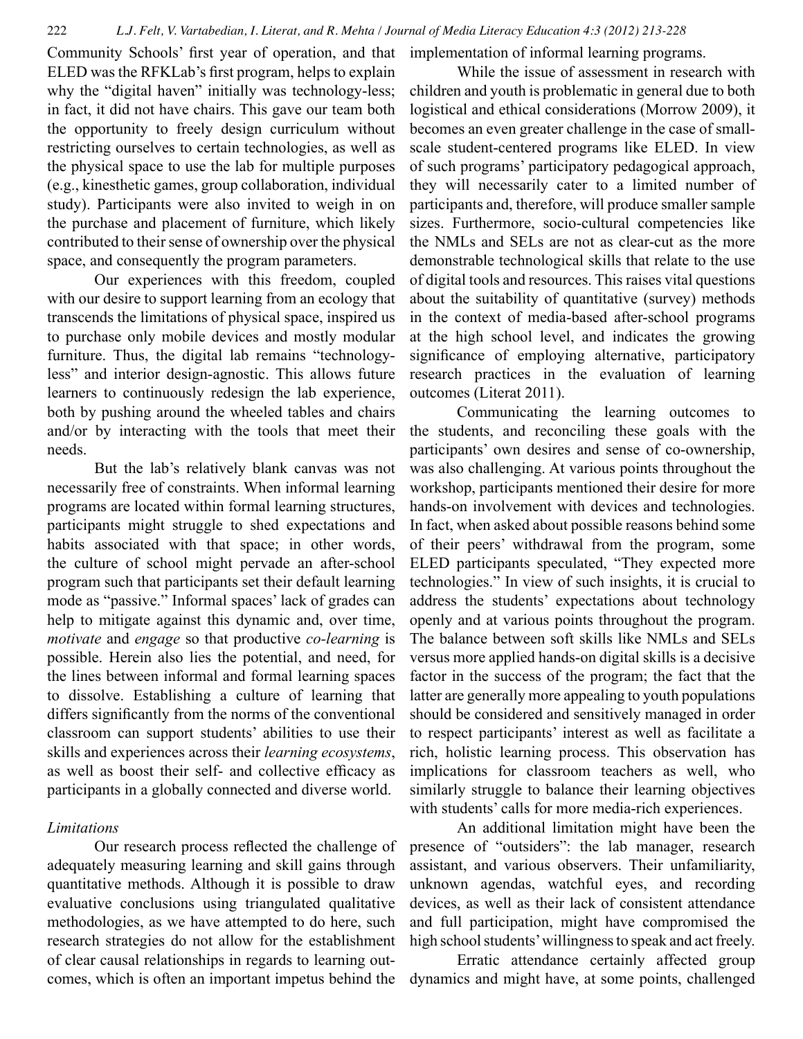Community Schools' first year of operation, and that ELED was the RFKLab's first program, helps to explain why the "digital haven" initially was technology-less; in fact, it did not have chairs. This gave our team both the opportunity to freely design curriculum without restricting ourselves to certain technologies, as well as the physical space to use the lab for multiple purposes (e.g., kinesthetic games, group collaboration, individual study). Participants were also invited to weigh in on the purchase and placement of furniture, which likely contributed to their sense of ownership over the physical space, and consequently the program parameters.

Our experiences with this freedom, coupled with our desire to support learning from an ecology that transcends the limitations of physical space, inspired us to purchase only mobile devices and mostly modular furniture. Thus, the digital lab remains "technology-less" and interior design-agnostic. This allows future learners to continuously redesign the lab experience, both by pushing around the wheeled tables and chairs and/or by interacting with the tools that meet their needs.

But the lab's relatively blank canvas was not necessarily free of constraints. When informal learning programs are located within formal learning structures, participants might struggle to shed expectations and habits associated with that space; in other words, the culture of school might pervade an after-school program such that participants set their default learning mode as "passive." Informal spaces' lack of grades can help to mitigate against this dynamic and, over time, *motivate* and *engage* so that productive *co-learning* is possible. Herein also lies the potential, and need, for the lines between informal and formal learning spaces to dissolve. Establishing a culture of learning that differs significantly from the norms of the conventional classroom can support students' abilities to use their skills and experiences across their *learning ecosystems*, as well as boost their self- and collective efficacy as participants in a globally connected and diverse world.

### *Limitations*

Our research process reflected the challenge of adequately measuring learning and skill gains through quantitative methods. Although it is possible to draw evaluative conclusions using triangulated qualitative methodologies, as we have attempted to do here, such research strategies do not allow for the establishment of clear causal relationships in regards to learning outcomes, which is often an important impetus behind the implementation of informal learning programs.

While the issue of assessment in research with children and youth is problematic in general due to both logistical and ethical considerations (Morrow 2009), it becomes an even greater challenge in the case of small-scale student-centered programs like ELED. In view of such programs' participatory pedagogical approach, they will necessarily cater to a limited number of participants and, therefore, will produce smaller sample sizes. Furthermore, socio-cultural competencies like the NMLs and SELs are not as clear-cut as the more demonstrable technological skills that relate to the use of digital tools and resources. This raises vital questions about the suitability of quantitative (survey) methods in the context of media-based after-school programs at the high school level, and indicates the growing significance of employing alternative, participatory research practices in the evaluation of learning outcomes (Literat 2011).

Communicating the learning outcomes to the students, and reconciling these goals with the participants' own desires and sense of co-ownership, was also challenging. At various points throughout the workshop, participants mentioned their desire for more hands-on involvement with devices and technologies. In fact, when asked about possible reasons behind some of their peers' withdrawal from the program, some ELED participants speculated, "They expected more technologies." In view of such insights, it is crucial to address the students' expectations about technology openly and at various points throughout the program. The balance between soft skills like NMLs and SELs versus more applied hands-on digital skills is a decisive factor in the success of the program; the fact that the latter are generally more appealing to youth populations should be considered and sensitively managed in order to respect participants' interest as well as facilitate a rich, holistic learning process. This observation has implications for classroom teachers as well, who similarly struggle to balance their learning objectives with students' calls for more media-rich experiences.

An additional limitation might have been the presence of "outsiders": the lab manager, research assistant, and various observers. Their unfamiliarity, unknown agendas, watchful eyes, and recording devices, as well as their lack of consistent attendance and full participation, might have compromised the high school students' willingness to speak and act freely.

Erratic attendance certainly affected group dynamics and might have, at some points, challenged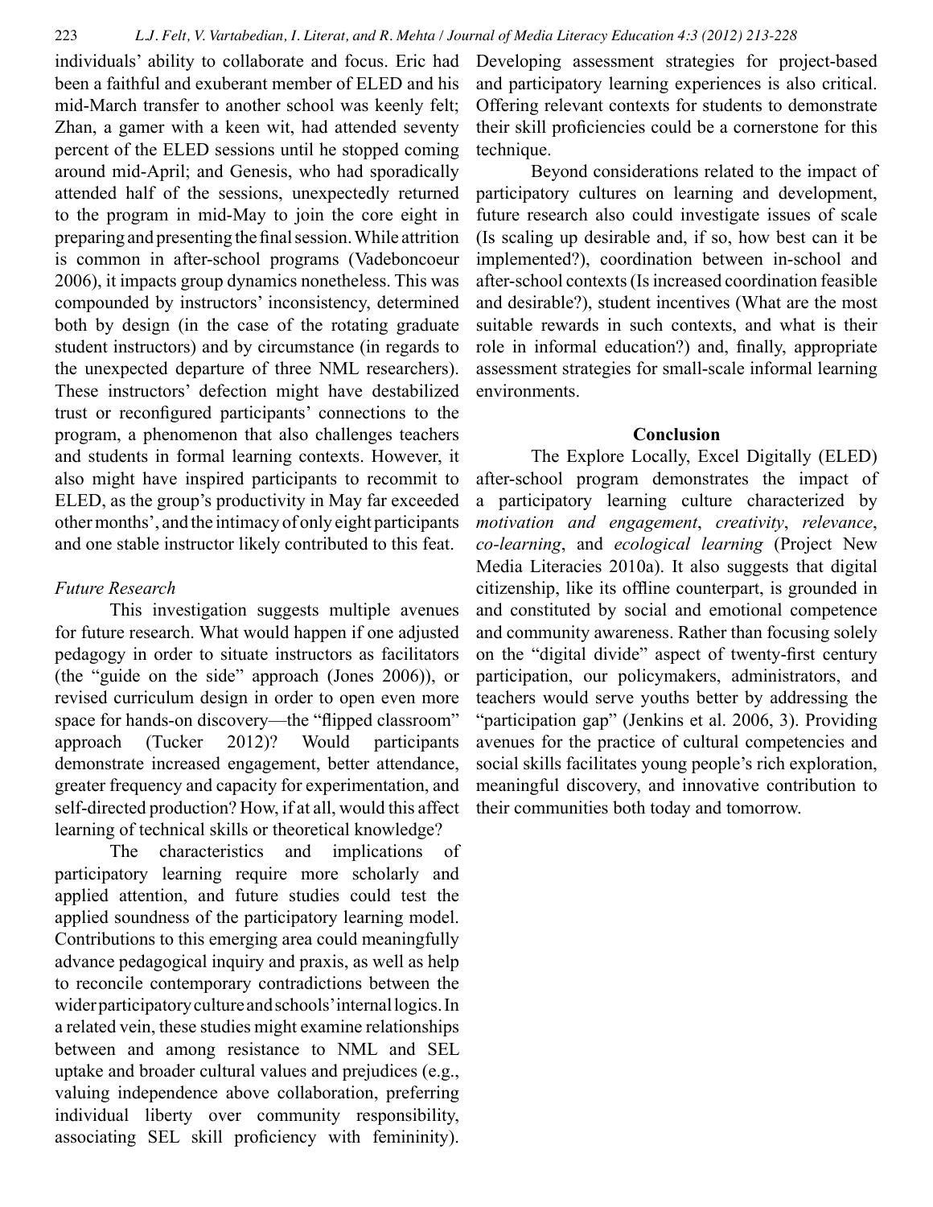individuals' ability to collaborate and focus. Eric had been a faithful and exuberant member of ELED and his mid-March transfer to another school was keenly felt; Zhan, a gamer with a keen wit, had attended seventy percent of the ELED sessions until he stopped coming around mid-April; and Genesis, who had sporadically attended half of the sessions, unexpectedly returned to the program in mid-May to join the core eight in preparing and presenting the final session. While attrition is common in after-school programs (Vadeboncoeur 2006), it impacts group dynamics nonetheless. This was compounded by instructors' inconsistency, determined both by design (in the case of the rotating graduate student instructors) and by circumstance (in regards to the unexpected departure of three NML researchers). These instructors' defection might have destabilized trust or reconfigured participants' connections to the program, a phenomenon that also challenges teachers and students in formal learning contexts. However, it also might have inspired participants to recommit to ELED, as the group's productivity in May far exceeded other months', and the intimacy of only eight participants and one stable instructor likely contributed to this feat.

### *Future Research*

This investigation suggests multiple avenues for future research. What would happen if one adjusted pedagogy in order to situate instructors as facilitators (the "guide on the side" approach (Jones 2006)), or revised curriculum design in order to open even more space for hands-on discovery—the "flipped classroom" approach (Tucker 2012)? Would participants demonstrate increased engagement, better attendance, greater frequency and capacity for experimentation, and self-directed production? How, if at all, would this affect learning of technical skills or theoretical knowledge?

The characteristics and implications of participatory learning require more scholarly and applied attention, and future studies could test the applied soundness of the participatory learning model. Contributions to this emerging area could meaningfully advance pedagogical inquiry and praxis, as well as help to reconcile contemporary contradictions between the wider participatory culture and schools' internal logics. In a related vein, these studies might examine relationships between and among resistance to NML and SEL uptake and broader cultural values and prejudices (e.g., valuing independence above collaboration, preferring individual liberty over community responsibility, associating SEL skill proficiency with femininity). Developing assessment strategies for project-based and participatory learning experiences is also critical. Offering relevant contexts for students to demonstrate their skill proficiencies could be a cornerstone for this technique.

Beyond considerations related to the impact of participatory cultures on learning and development, future research also could investigate issues of scale (Is scaling up desirable and, if so, how best can it be implemented?), coordination between in-school and after-school contexts (Is increased coordination feasible and desirable?), student incentives (What are the most suitable rewards in such contexts, and what is their role in informal education?) and, finally, appropriate assessment strategies for small-scale informal learning environments.

## Conclusion

The Explore Locally, Excel Digitally (ELED) after-school program demonstrates the impact of a participatory learning culture characterized by *motivation and engagement*, *creativity*, *relevance*, *co-learning*, and *ecological learning* (Project New Media Literacies 2010a). It also suggests that digital citizenship, like its offline counterpart, is grounded in and constituted by social and emotional competence and community awareness. Rather than focusing solely on the "digital divide" aspect of twenty-first century participation, our policymakers, administrators, and teachers would serve youths better by addressing the "participation gap" (Jenkins et al. 2006, 3). Providing avenues for the practice of cultural competencies and social skills facilitates young people's rich exploration, meaningful discovery, and innovative contribution to their communities both today and tomorrow.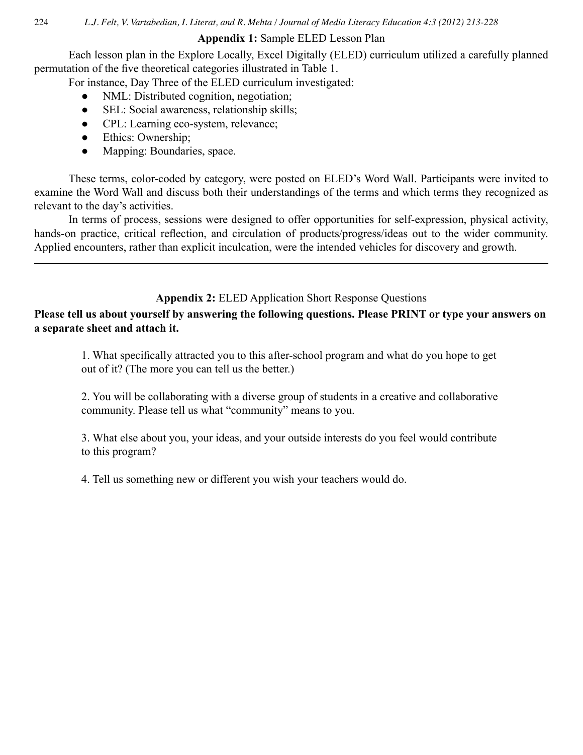## **Appendix 1:** Sample ELED Lesson Plan

Each lesson plan in the Explore Locally, Excel Digitally (ELED) curriculum utilized a carefully planned permutation of the five theoretical categories illustrated in Table 1.

For instance, Day Three of the ELED curriculum investigated:

- NML: Distributed cognition, negotiation;
- SEL: Social awareness, relationship skills;
- CPL: Learning eco-system, relevance;
- Ethics: Ownership;
- Mapping: Boundaries, space.

These terms, color-coded by category, were posted on ELED's Word Wall. Participants were invited to examine the Word Wall and discuss both their understandings of the terms and which terms they recognized as relevant to the day's activities.

In terms of process, sessions were designed to offer opportunities for self-expression, physical activity, hands-on practice, critical reflection, and circulation of products/progress/ideas out to the wider community. Applied encounters, rather than explicit inculcation, were the intended vehicles for discovery and growth.

---

## **Appendix 2:** ELED Application Short Response Questions

**Please tell us about yourself by answering the following questions. Please PRINT or type your answers on a separate sheet and attach it.**

1. What specifically attracted you to this after-school program and what do you hope to get out of it? (The more you can tell us the better.)

2. You will be collaborating with a diverse group of students in a creative and collaborative community. Please tell us what "community" means to you.

3. What else about you, your ideas, and your outside interests do you feel would contribute to this program?

4. Tell us something new or different you wish your teachers would do.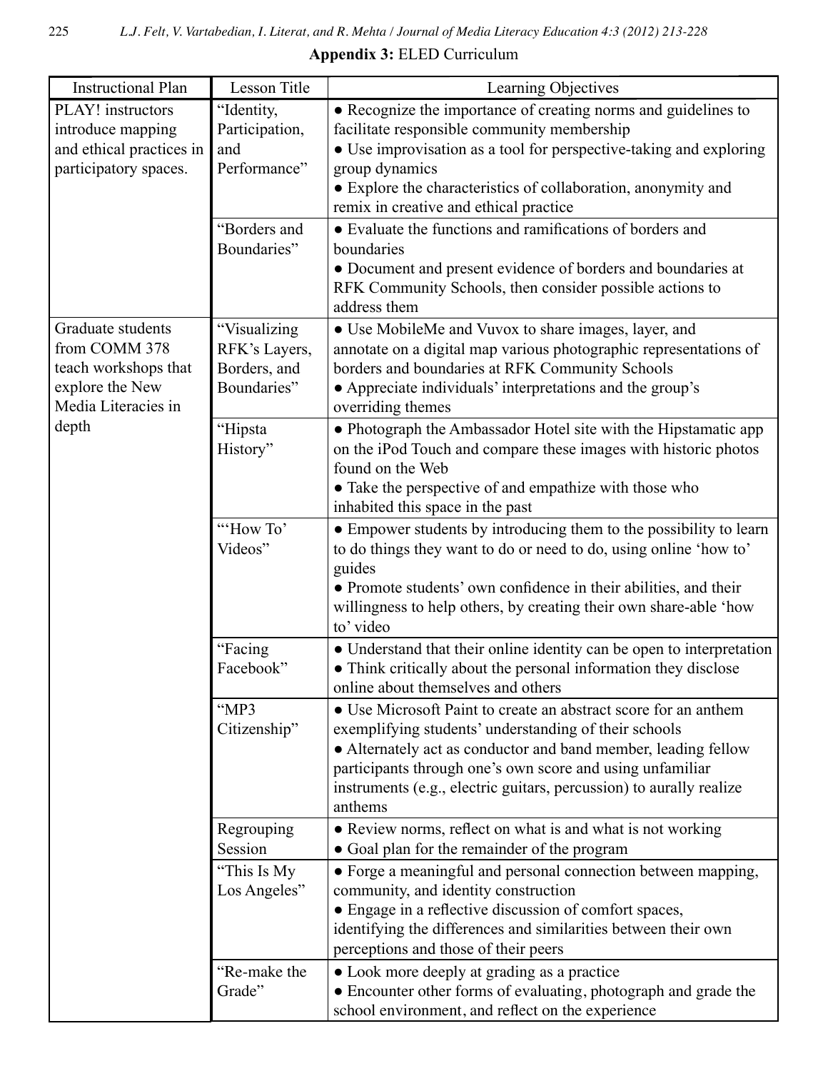**Appendix 3:** ELED Curriculum

| Instructional Plan | Lesson Title | Learning Objectives |
|---|---|---|
| PLAY! instructors introduce mapping and ethical practices in participatory spaces. | "Identity, Participation, and Performance" | ● Recognize the importance of creating norms and guidelines to facilitate responsible community membership<br>● Use improvisation as a tool for perspective-taking and exploring group dynamics<br>● Explore the characteristics of collaboration, anonymity and remix in creative and ethical practice |
| | "Borders and Boundaries" | ● Evaluate the functions and ramifications of borders and boundaries<br>● Document and present evidence of borders and boundaries at RFK Community Schools, then consider possible actions to address them |
| Graduate students from COMM 378 teach workshops that explore the New Media Literacies in depth | "Visualizing RFK's Layers, Borders, and Boundaries" | ● Use MobileMe and Vuvox to share images, layer, and annotate on a digital map various photographic representations of borders and boundaries at RFK Community Schools<br>● Appreciate individuals' interpretations and the group's overriding themes |
| | "Hipsta History" | ● Photograph the Ambassador Hotel site with the Hipstamatic app on the iPod Touch and compare these images with historic photos found on the Web<br>● Take the perspective of and empathize with those who inhabited this space in the past |
| | "'How To' Videos" | ● Empower students by introducing them to the possibility to learn to do things they want to do or need to do, using online 'how to' guides<br>● Promote students' own confidence in their abilities, and their willingness to help others, by creating their own share-able 'how to' video |
| | "Facing Facebook" | ● Understand that their online identity can be open to interpretation<br>● Think critically about the personal information they disclose online about themselves and others |
| | "MP3 Citizenship" | ● Use Microsoft Paint to create an abstract score for an anthem exemplifying students' understanding of their schools<br>● Alternately act as conductor and band member, leading fellow participants through one's own score and using unfamiliar instruments (e.g., electric guitars, percussion) to aurally realize anthems |
| | Regrouping Session | ● Review norms, reflect on what is and what is not working<br>● Goal plan for the remainder of the program |
| | "This Is My Los Angeles" | ● Forge a meaningful and personal connection between mapping, community, and identity construction<br>● Engage in a reflective discussion of comfort spaces, identifying the differences and similarities between their own perceptions and those of their peers |
| | "Re-make the Grade" | ● Look more deeply at grading as a practice<br>● Encounter other forms of evaluating, photograph and grade the school environment, and reflect on the experience |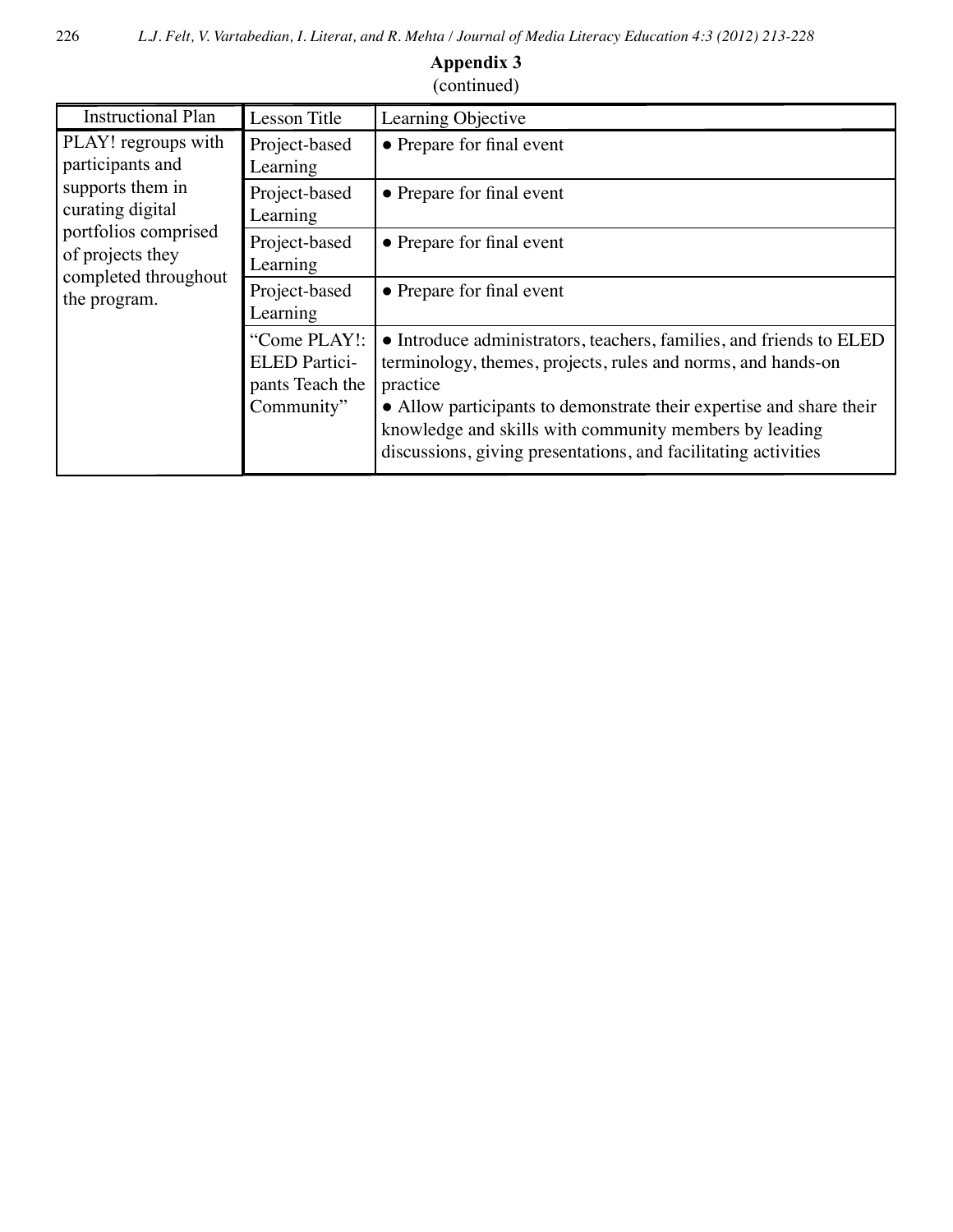**Appendix 3**
(continued)

| Instructional Plan | Lesson Title | Learning Objective |
|---|---|---|
| PLAY! regroups with participants and supports them in curating digital portfolios comprised of projects they completed throughout the program. | Project-based Learning | • Prepare for final event |
| | Project-based Learning | • Prepare for final event |
| | Project-based Learning | • Prepare for final event |
| | Project-based Learning | • Prepare for final event |
| | "Come PLAY!: ELED Participants Teach the Community" | • Introduce administrators, teachers, families, and friends to ELED terminology, themes, projects, rules and norms, and hands-on practice<br>• Allow participants to demonstrate their expertise and share their knowledge and skills with community members by leading discussions, giving presentations, and facilitating activities |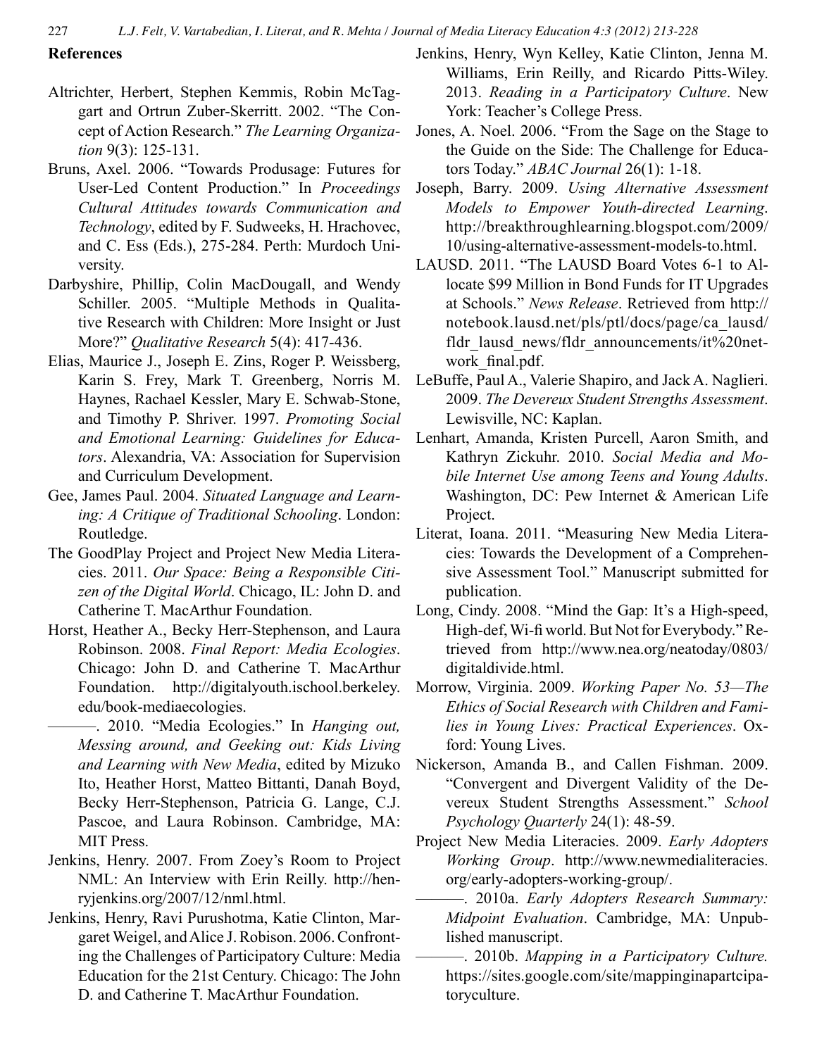## References

Altrichter, Herbert, Stephen Kemmis, Robin McTaggart and Ortrun Zuber-Skerritt. 2002. "The Concept of Action Research." *The Learning Organization* 9(3): 125-131.

Bruns, Axel. 2006. "Towards Produsage: Futures for User-Led Content Production." In *Proceedings Cultural Attitudes towards Communication and Technology*, edited by F. Sudweeks, H. Hrachovec, and C. Ess (Eds.), 275-284. Perth: Murdoch University.

Darbyshire, Phillip, Colin MacDougall, and Wendy Schiller. 2005. "Multiple Methods in Qualitative Research with Children: More Insight or Just More?" *Qualitative Research* 5(4): 417-436.

Elias, Maurice J., Joseph E. Zins, Roger P. Weissberg, Karin S. Frey, Mark T. Greenberg, Norris M. Haynes, Rachael Kessler, Mary E. Schwab-Stone, and Timothy P. Shriver. 1997. *Promoting Social and Emotional Learning: Guidelines for Educators*. Alexandria, VA: Association for Supervision and Curriculum Development.

Gee, James Paul. 2004. *Situated Language and Learning: A Critique of Traditional Schooling*. London: Routledge.

The GoodPlay Project and Project New Media Literacies. 2011. *Our Space: Being a Responsible Citizen of the Digital World*. Chicago, IL: John D. and Catherine T. MacArthur Foundation.

Horst, Heather A., Becky Herr-Stephenson, and Laura Robinson. 2008. *Final Report: Media Ecologies*. Chicago: John D. and Catherine T. MacArthur Foundation. http://digitalyouth.ischool.berkeley.edu/book-mediaecologies.

———. 2010. "Media Ecologies." In *Hanging out, Messing around, and Geeking out: Kids Living and Learning with New Media*, edited by Mizuko Ito, Heather Horst, Matteo Bittanti, Danah Boyd, Becky Herr-Stephenson, Patricia G. Lange, C.J. Pascoe, and Laura Robinson. Cambridge, MA: MIT Press.

Jenkins, Henry. 2007. From Zoey's Room to Project NML: An Interview with Erin Reilly. http://henryjenkins.org/2007/12/nml.html.

Jenkins, Henry, Ravi Purushotma, Katie Clinton, Margaret Weigel, and Alice J. Robison. 2006. Confronting the Challenges of Participatory Culture: Media Education for the 21st Century. Chicago: The John D. and Catherine T. MacArthur Foundation.

Jenkins, Henry, Wyn Kelley, Katie Clinton, Jenna M. Williams, Erin Reilly, and Ricardo Pitts-Wiley. 2013. *Reading in a Participatory Culture*. New York: Teacher's College Press.

Jones, A. Noel. 2006. "From the Sage on the Stage to the Guide on the Side: The Challenge for Educators Today." *ABAC Journal* 26(1): 1-18.

Joseph, Barry. 2009. *Using Alternative Assessment Models to Empower Youth-directed Learning*. http://breakthroughlearning.blogspot.com/2009/10/using-alternative-assessment-models-to.html.

LAUSD. 2011. "The LAUSD Board Votes 6-1 to Allocate $99 Million in Bond Funds for IT Upgrades at Schools." *News Release*. Retrieved from http://notebook.lausd.net/pls/ptl/docs/page/ca_lausd/fldr_lausd_news/fldr_announcements/it%20network_final.pdf.

LeBuffe, Paul A., Valerie Shapiro, and Jack A. Naglieri. 2009. *The Devereux Student Strengths Assessment*. Lewisville, NC: Kaplan.

Lenhart, Amanda, Kristen Purcell, Aaron Smith, and Kathryn Zickuhr. 2010. *Social Media and Mobile Internet Use among Teens and Young Adults*. Washington, DC: Pew Internet & American Life Project.

Literat, Ioana. 2011. "Measuring New Media Literacies: Towards the Development of a Comprehensive Assessment Tool." Manuscript submitted for publication.

Long, Cindy. 2008. "Mind the Gap: It's a High-speed, High-def, Wi-fi world. But Not for Everybody." Retrieved from http://www.nea.org/neatoday/0803/digitaldivide.html.

Morrow, Virginia. 2009. *Working Paper No. 53—The Ethics of Social Research with Children and Families in Young Lives: Practical Experiences*. Oxford: Young Lives.

Nickerson, Amanda B., and Callen Fishman. 2009. "Convergent and Divergent Validity of the Devereux Student Strengths Assessment." *School Psychology Quarterly* 24(1): 48-59.

Project New Media Literacies. 2009. *Early Adopters Working Group*. http://www.newmedialiteracies.org/early-adopters-working-group/.

———. 2010a. *Early Adopters Research Summary: Midpoint Evaluation*. Cambridge, MA: Unpublished manuscript.

———. 2010b. *Mapping in a Participatory Culture.* https://sites.google.com/site/mappinginapartcipatoryculture.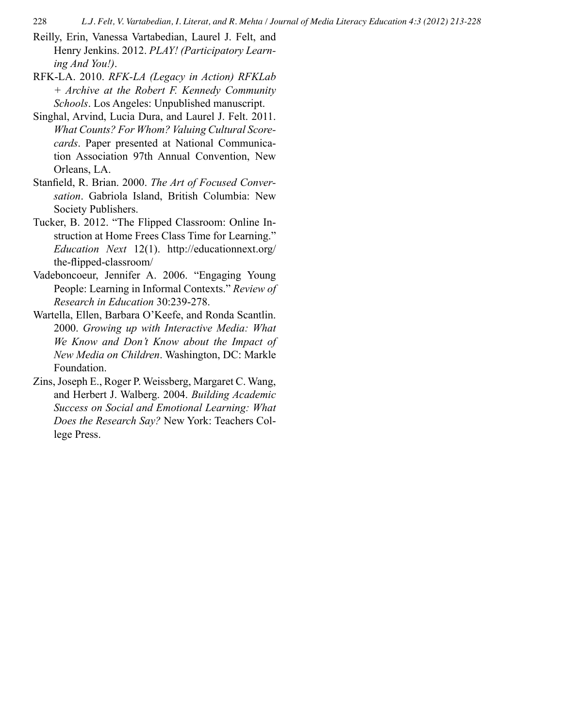Reilly, Erin, Vanessa Vartabedian, Laurel J. Felt, and Henry Jenkins. 2012. *PLAY! (Participatory Learning And You!)*.

RFK-LA. 2010. *RFK-LA (Legacy in Action) RFKLab + Archive at the Robert F. Kennedy Community Schools*. Los Angeles: Unpublished manuscript.

Singhal, Arvind, Lucia Dura, and Laurel J. Felt. 2011. *What Counts? For Whom? Valuing Cultural Scorecards*. Paper presented at National Communication Association 97th Annual Convention, New Orleans, LA.

Stanfield, R. Brian. 2000. *The Art of Focused Conversation*. Gabriola Island, British Columbia: New Society Publishers.

Tucker, B. 2012. "The Flipped Classroom: Online Instruction at Home Frees Class Time for Learning." *Education Next* 12(1). http://educationnext.org/the-flipped-classroom/

Vadeboncoeur, Jennifer A. 2006. "Engaging Young People: Learning in Informal Contexts." *Review of Research in Education* 30:239-278.

Wartella, Ellen, Barbara O'Keefe, and Ronda Scantlin. 2000. *Growing up with Interactive Media: What We Know and Don't Know about the Impact of New Media on Children*. Washington, DC: Markle Foundation.

Zins, Joseph E., Roger P. Weissberg, Margaret C. Wang, and Herbert J. Walberg. 2004. *Building Academic Success on Social and Emotional Learning: What Does the Research Say?* New York: Teachers College Press.